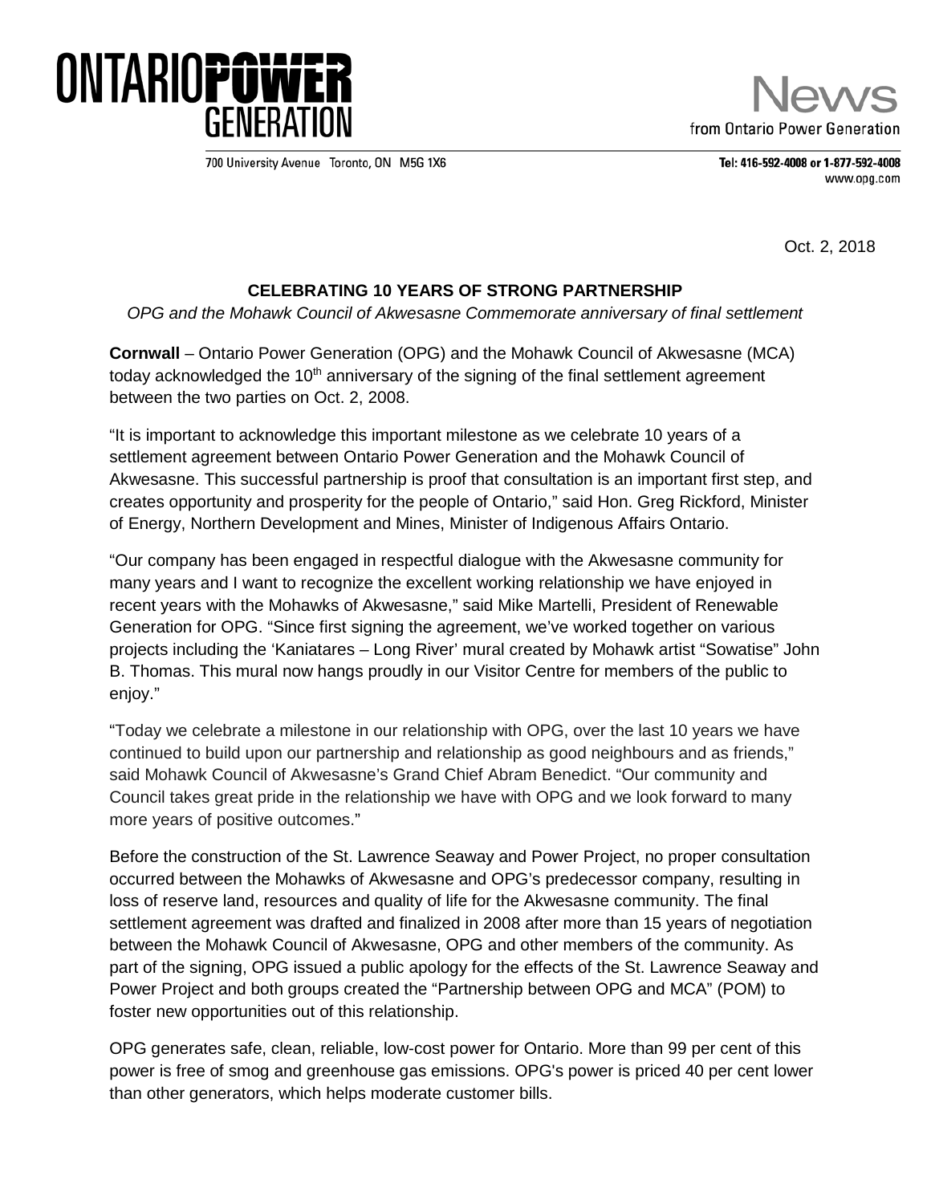ONTARIO POWER GENERATION

700 University Avenue Toronto, ON M5G 1X6

News from Ontario Power Generation

Tel: 416-592-4008 or 1-877-592-4008
www.opg.com

Oct. 2, 2018

## CELEBRATING 10 YEARS OF STRONG PARTNERSHIP

*OPG and the Mohawk Council of Akwesasne Commemorate anniversary of final settlement*

**Cornwall** – Ontario Power Generation (OPG) and the Mohawk Council of Akwesasne (MCA) today acknowledged the 10th anniversary of the signing of the final settlement agreement between the two parties on Oct. 2, 2008.

"It is important to acknowledge this important milestone as we celebrate 10 years of a settlement agreement between Ontario Power Generation and the Mohawk Council of Akwesasne. This successful partnership is proof that consultation is an important first step, and creates opportunity and prosperity for the people of Ontario," said Hon. Greg Rickford, Minister of Energy, Northern Development and Mines, Minister of Indigenous Affairs Ontario.

"Our company has been engaged in respectful dialogue with the Akwesasne community for many years and I want to recognize the excellent working relationship we have enjoyed in recent years with the Mohawks of Akwesasne," said Mike Martelli, President of Renewable Generation for OPG. "Since first signing the agreement, we've worked together on various projects including the 'Kaniatares – Long River' mural created by Mohawk artist "Sowatise" John B. Thomas. This mural now hangs proudly in our Visitor Centre for members of the public to enjoy."

"Today we celebrate a milestone in our relationship with OPG, over the last 10 years we have continued to build upon our partnership and relationship as good neighbours and as friends," said Mohawk Council of Akwesasne's Grand Chief Abram Benedict. "Our community and Council takes great pride in the relationship we have with OPG and we look forward to many more years of positive outcomes."

Before the construction of the St. Lawrence Seaway and Power Project, no proper consultation occurred between the Mohawks of Akwesasne and OPG's predecessor company, resulting in loss of reserve land, resources and quality of life for the Akwesasne community. The final settlement agreement was drafted and finalized in 2008 after more than 15 years of negotiation between the Mohawk Council of Akwesasne, OPG and other members of the community. As part of the signing, OPG issued a public apology for the effects of the St. Lawrence Seaway and Power Project and both groups created the "Partnership between OPG and MCA" (POM) to foster new opportunities out of this relationship.

OPG generates safe, clean, reliable, low-cost power for Ontario. More than 99 per cent of this power is free of smog and greenhouse gas emissions. OPG's power is priced 40 per cent lower than other generators, which helps moderate customer bills.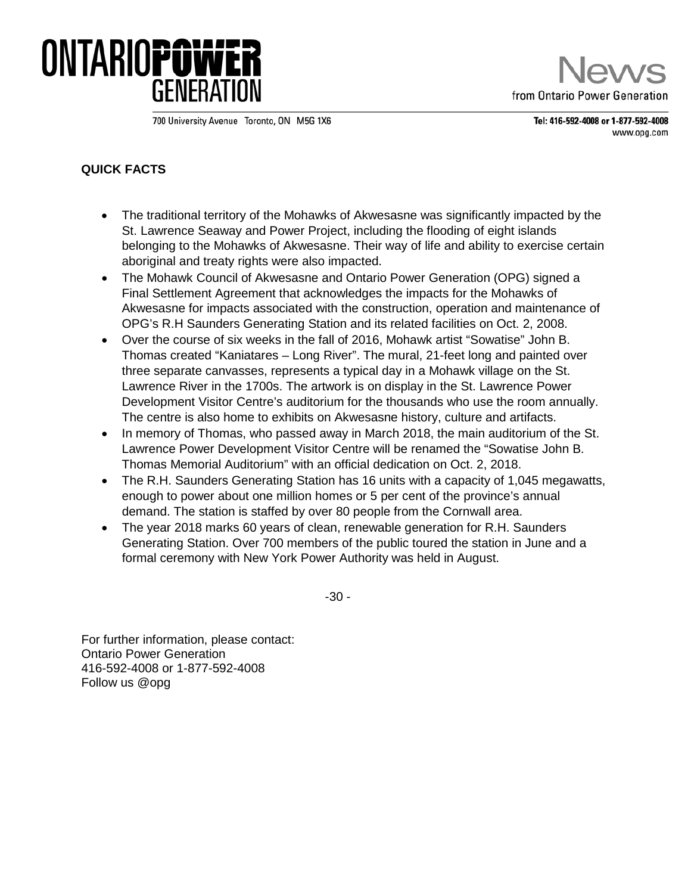**QUICK FACTS**

- The traditional territory of the Mohawks of Akwesasne was significantly impacted by the St. Lawrence Seaway and Power Project, including the flooding of eight islands belonging to the Mohawks of Akwesasne. Their way of life and ability to exercise certain aboriginal and treaty rights were also impacted.
- The Mohawk Council of Akwesasne and Ontario Power Generation (OPG) signed a Final Settlement Agreement that acknowledges the impacts for the Mohawks of Akwesasne for impacts associated with the construction, operation and maintenance of OPG's R.H Saunders Generating Station and its related facilities on Oct. 2, 2008.
- Over the course of six weeks in the fall of 2016, Mohawk artist "Sowatise" John B. Thomas created "Kaniatares – Long River". The mural, 21-feet long and painted over three separate canvasses, represents a typical day in a Mohawk village on the St. Lawrence River in the 1700s. The artwork is on display in the St. Lawrence Power Development Visitor Centre's auditorium for the thousands who use the room annually. The centre is also home to exhibits on Akwesasne history, culture and artifacts.
- In memory of Thomas, who passed away in March 2018, the main auditorium of the St. Lawrence Power Development Visitor Centre will be renamed the "Sowatise John B. Thomas Memorial Auditorium" with an official dedication on Oct. 2, 2018.
- The R.H. Saunders Generating Station has 16 units with a capacity of 1,045 megawatts, enough to power about one million homes or 5 per cent of the province's annual demand. The station is staffed by over 80 people from the Cornwall area.
- The year 2018 marks 60 years of clean, renewable generation for R.H. Saunders Generating Station. Over 700 members of the public toured the station in June and a formal ceremony with New York Power Authority was held in August.

-30 -

For further information, please contact:
Ontario Power Generation
416-592-4008 or 1-877-592-4008
Follow us @opg